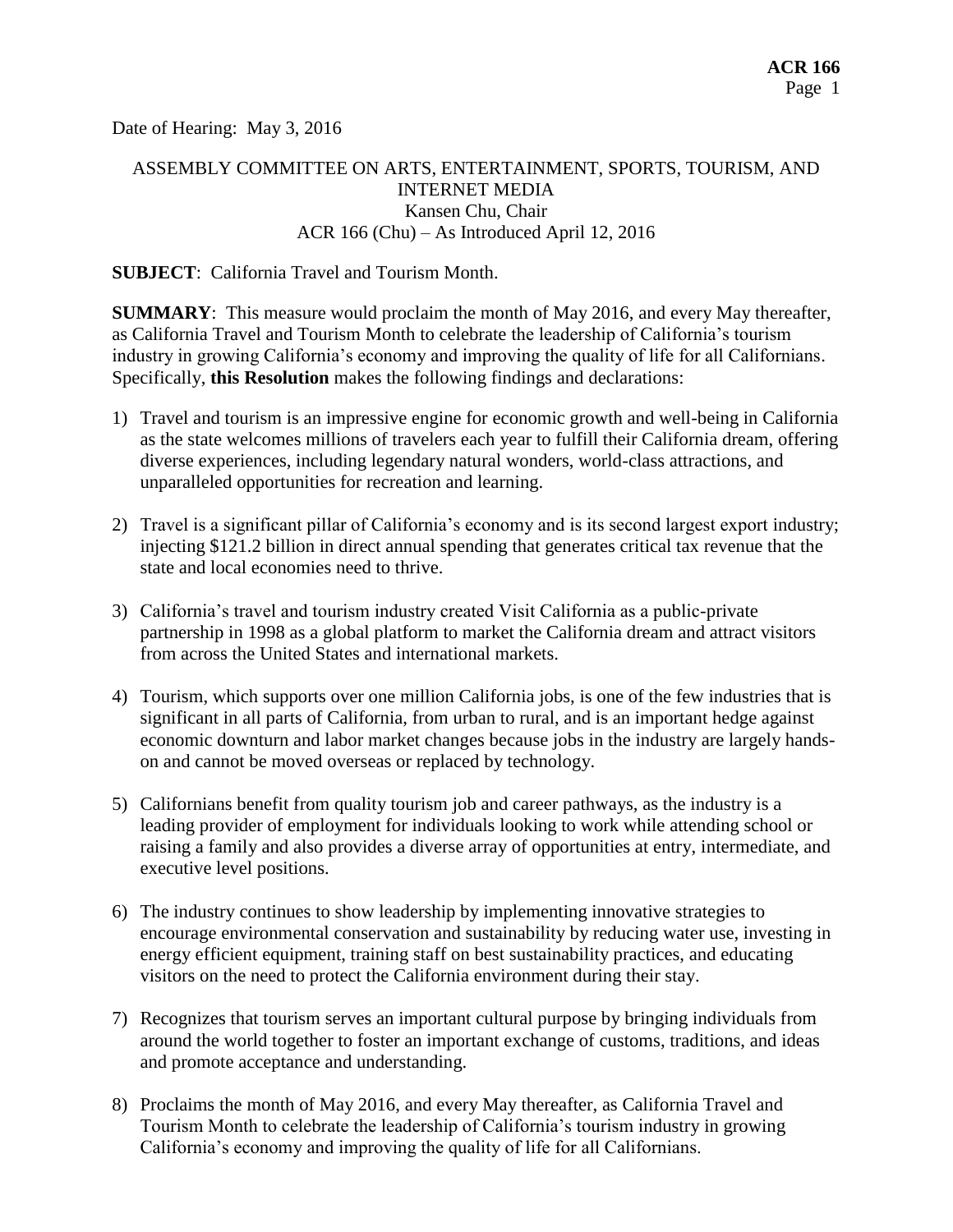Date of Hearing: May 3, 2016

ASSEMBLY COMMITTEE ON ARTS, ENTERTAINMENT, SPORTS, TOURISM, AND INTERNET MEDIA
Kansen Chu, Chair
ACR 166 (Chu) – As Introduced April 12, 2016

**SUBJECT**: California Travel and Tourism Month.

**SUMMARY**: This measure would proclaim the month of May 2016, and every May thereafter, as California Travel and Tourism Month to celebrate the leadership of California's tourism industry in growing California's economy and improving the quality of life for all Californians. Specifically, **this Resolution** makes the following findings and declarations:

1) Travel and tourism is an impressive engine for economic growth and well-being in California as the state welcomes millions of travelers each year to fulfill their California dream, offering diverse experiences, including legendary natural wonders, world-class attractions, and unparalleled opportunities for recreation and learning.

2) Travel is a significant pillar of California's economy and is its second largest export industry; injecting $121.2 billion in direct annual spending that generates critical tax revenue that the state and local economies need to thrive.

3) California's travel and tourism industry created Visit California as a public-private partnership in 1998 as a global platform to market the California dream and attract visitors from across the United States and international markets.

4) Tourism, which supports over one million California jobs, is one of the few industries that is significant in all parts of California, from urban to rural, and is an important hedge against economic downturn and labor market changes because jobs in the industry are largely hands-on and cannot be moved overseas or replaced by technology.

5) Californians benefit from quality tourism job and career pathways, as the industry is a leading provider of employment for individuals looking to work while attending school or raising a family and also provides a diverse array of opportunities at entry, intermediate, and executive level positions.

6) The industry continues to show leadership by implementing innovative strategies to encourage environmental conservation and sustainability by reducing water use, investing in energy efficient equipment, training staff on best sustainability practices, and educating visitors on the need to protect the California environment during their stay.

7) Recognizes that tourism serves an important cultural purpose by bringing individuals from around the world together to foster an important exchange of customs, traditions, and ideas and promote acceptance and understanding.

8) Proclaims the month of May 2016, and every May thereafter, as California Travel and Tourism Month to celebrate the leadership of California's tourism industry in growing California's economy and improving the quality of life for all Californians.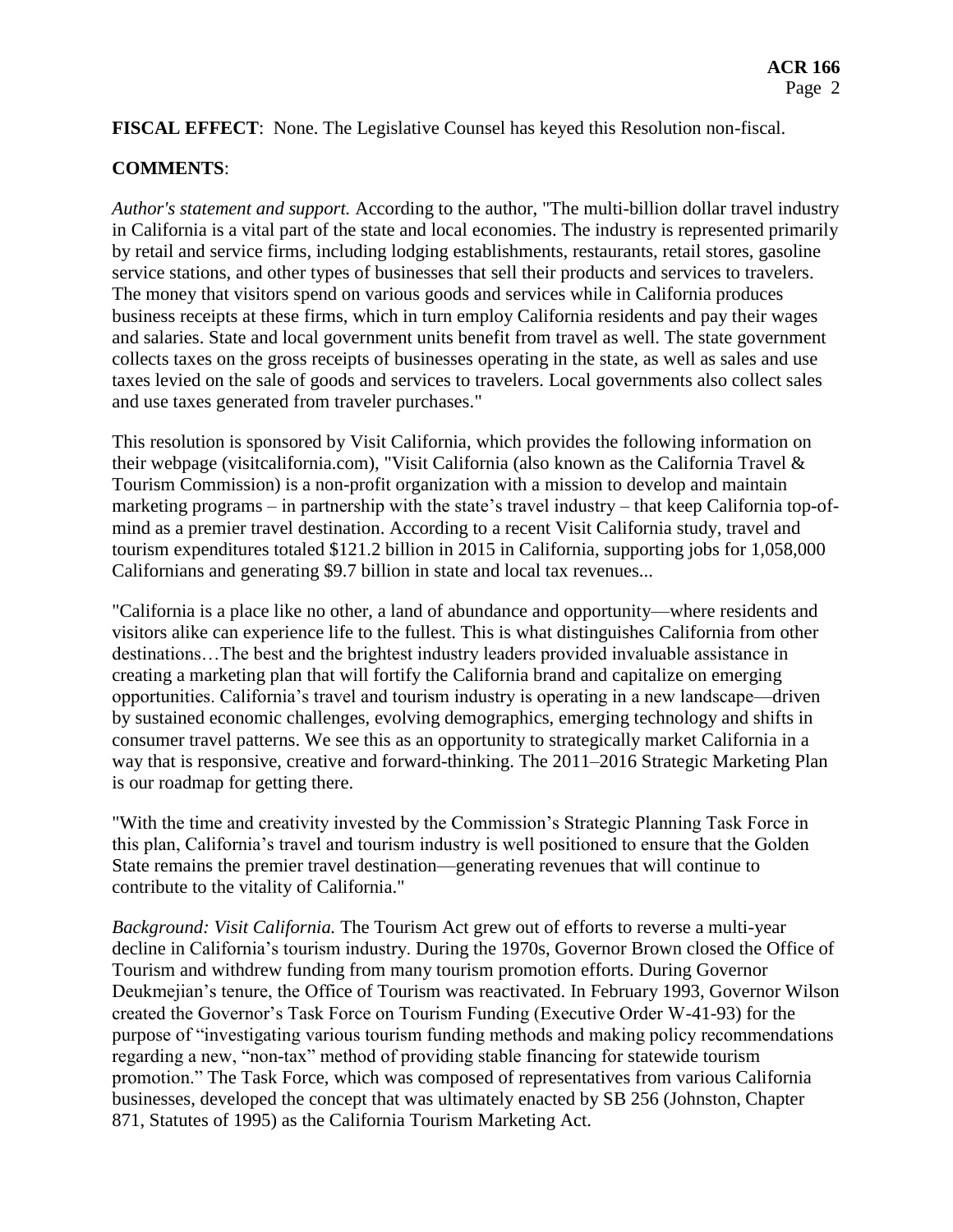**FISCAL EFFECT**: None. The Legislative Counsel has keyed this Resolution non-fiscal.

**COMMENTS**:

*Author's statement and support.* According to the author, "The multi-billion dollar travel industry in California is a vital part of the state and local economies. The industry is represented primarily by retail and service firms, including lodging establishments, restaurants, retail stores, gasoline service stations, and other types of businesses that sell their products and services to travelers. The money that visitors spend on various goods and services while in California produces business receipts at these firms, which in turn employ California residents and pay their wages and salaries. State and local government units benefit from travel as well. The state government collects taxes on the gross receipts of businesses operating in the state, as well as sales and use taxes levied on the sale of goods and services to travelers. Local governments also collect sales and use taxes generated from traveler purchases."

This resolution is sponsored by Visit California, which provides the following information on their webpage (visitcalifornia.com), "Visit California (also known as the California Travel & Tourism Commission) is a non-profit organization with a mission to develop and maintain marketing programs – in partnership with the state's travel industry – that keep California top-of-mind as a premier travel destination. According to a recent Visit California study, travel and tourism expenditures totaled $121.2 billion in 2015 in California, supporting jobs for 1,058,000 Californians and generating $9.7 billion in state and local tax revenues...

"California is a place like no other, a land of abundance and opportunity—where residents and visitors alike can experience life to the fullest. This is what distinguishes California from other destinations…The best and the brightest industry leaders provided invaluable assistance in creating a marketing plan that will fortify the California brand and capitalize on emerging opportunities. California's travel and tourism industry is operating in a new landscape—driven by sustained economic challenges, evolving demographics, emerging technology and shifts in consumer travel patterns. We see this as an opportunity to strategically market California in a way that is responsive, creative and forward-thinking. The 2011–2016 Strategic Marketing Plan is our roadmap for getting there.

"With the time and creativity invested by the Commission's Strategic Planning Task Force in this plan, California's travel and tourism industry is well positioned to ensure that the Golden State remains the premier travel destination—generating revenues that will continue to contribute to the vitality of California."

*Background: Visit California.* The Tourism Act grew out of efforts to reverse a multi-year decline in California's tourism industry. During the 1970s, Governor Brown closed the Office of Tourism and withdrew funding from many tourism promotion efforts. During Governor Deukmejian's tenure, the Office of Tourism was reactivated. In February 1993, Governor Wilson created the Governor's Task Force on Tourism Funding (Executive Order W-41-93) for the purpose of "investigating various tourism funding methods and making policy recommendations regarding a new, "non-tax" method of providing stable financing for statewide tourism promotion." The Task Force, which was composed of representatives from various California businesses, developed the concept that was ultimately enacted by SB 256 (Johnston, Chapter 871, Statutes of 1995) as the California Tourism Marketing Act.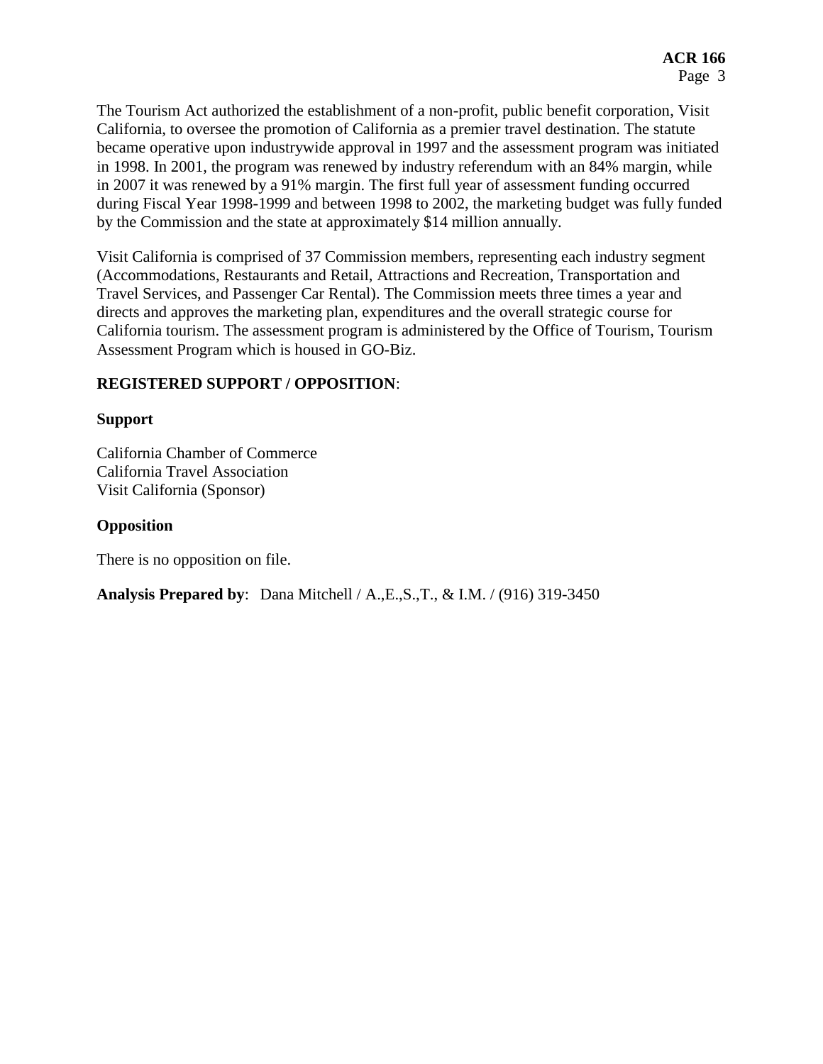The Tourism Act authorized the establishment of a non-profit, public benefit corporation, Visit California, to oversee the promotion of California as a premier travel destination. The statute became operative upon industrywide approval in 1997 and the assessment program was initiated in 1998. In 2001, the program was renewed by industry referendum with an 84% margin, while in 2007 it was renewed by a 91% margin. The first full year of assessment funding occurred during Fiscal Year 1998-1999 and between 1998 to 2002, the marketing budget was fully funded by the Commission and the state at approximately $14 million annually.

Visit California is comprised of 37 Commission members, representing each industry segment (Accommodations, Restaurants and Retail, Attractions and Recreation, Transportation and Travel Services, and Passenger Car Rental). The Commission meets three times a year and directs and approves the marketing plan, expenditures and the overall strategic course for California tourism. The assessment program is administered by the Office of Tourism, Tourism Assessment Program which is housed in GO-Biz.

**REGISTERED SUPPORT / OPPOSITION**:

**Support**

California Chamber of Commerce
California Travel Association
Visit California (Sponsor)

**Opposition**

There is no opposition on file.

**Analysis Prepared by**: Dana Mitchell / A.,E.,S.,T., & I.M. / (916) 319-3450